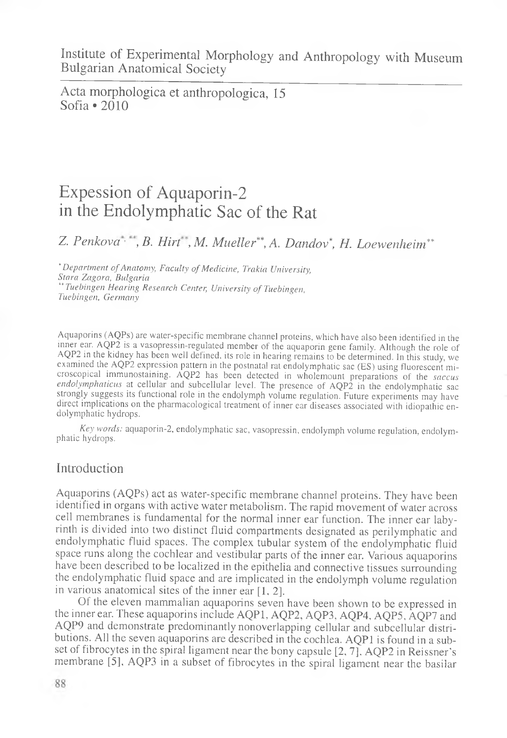Institute of Experimental Morphology and Anthropology with Museum
Bulgarian Anatomical Society

Acta morphologica et anthropologica, 15
Sofia • 2010

# Expession of Aquaporin-2 in the Endolymphatic Sac of the Rat

*Z. Penkova*[*, **], *B. Hirt*[**], *M. Mueller*[**], *A. Dandov*[*], *H. Loewenheim*[**]

[*] *Department of Anatomy, Faculty of Medicine, Trakia University, Stara Zagora, Bulgaria*
[**] *Tuebingen Hearing Research Center, University of Tuebingen, Tuebingen, Germany*

Aquaporins (AQPs) are water-specific membrane channel proteins, which have also been identified in the inner ear. AQP2 is a vasopressin-regulated member of the aquaporin gene family. Although the role of AQP2 in the kidney has been well defined, its role in hearing remains to be determined. In this study, we examined the AQP2 expression pattern in the postnatal rat endolymphatic sac (ES) using fluorescent microscopical immunostaining. AQP2 has been detected in wholemount preparations of the *saccus endolymphaticus* at cellular and subcellular level. The presence of AQP2 in the endolymphatic sac strongly suggests its functional role in the endolymph volume regulation. Future experiments may have direct implications on the pharmacological treatment of inner ear diseases associated with idiopathic endolymphatic hydrops.

*Key words:* aquaporin-2, endolymphatic sac, vasopressin, endolymph volume regulation, endolymphatic hydrops.

## Introduction

Aquaporins (AQPs) act as water-specific membrane channel proteins. They have been identified in organs with active water metabolism. The rapid movement of water across cell membranes is fundamental for the normal inner ear function. The inner ear labyrinth is divided into two distinct fluid compartments designated as perilymphatic and endolymphatic fluid spaces. The complex tubular system of the endolymphatic fluid space runs along the cochlear and vestibular parts of the inner ear. Various aquaporins have been described to be localized in the epithelia and connective tissues surrounding the endolymphatic fluid space and are implicated in the endolymph volume regulation in various anatomical sites of the inner ear [1, 2].

Of the eleven mammalian aquaporins seven have been shown to be expressed in the inner ear. These aquaporins include AQP1, AQP2, AQP3, AQP4, AQP5, AQP7 and AQP9 and demonstrate predominantly nonoverlapping cellular and subcellular distributions. All the seven aquaporins are described in the cochlea. AQP1 is found in a subset of fibrocytes in the spiral ligament near the bony capsule [2, 7], AQP2 in Reissner's membrane [5], AQP3 in a subset of fibrocytes in the spiral ligament near the basilar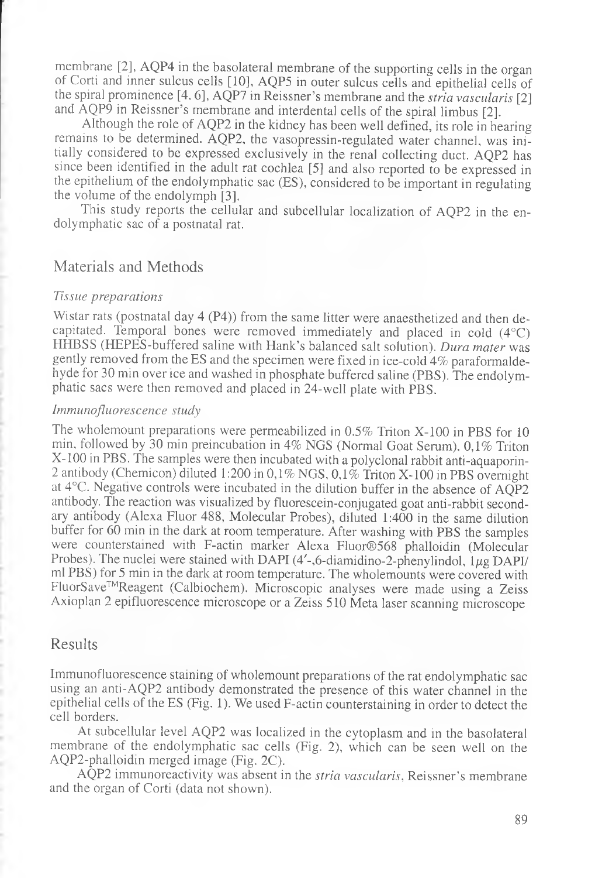membrane [2], AQP4 in the basolateral membrane of the supporting cells in the organ of Corti and inner sulcus cells [10], AQP5 in outer sulcus cells and epithelial cells of the spiral prominence [4, 6], AQP7 in Reissner's membrane and the *stria vascularis* [2] and AQP9 in Reissner's membrane and interdental cells of the spiral limbus [2].

Although the role of AQP2 in the kidney has been well defined, its role in hearing remains to be determined. AQP2, the vasopressin-regulated water channel, was initially considered to be expressed exclusively in the renal collecting duct. AQP2 has since been identified in the adult rat cochlea [5] and also reported to be expressed in the epithelium of the endolymphatic sac (ES), considered to be important in regulating the volume of the endolymph [3].

This study reports the cellular and subcellular localization of AQP2 in the endolymphatic sac of a postnatal rat.

## Materials and Methods

### *Tissue preparations*

Wistar rats (postnatal day 4 (P4)) from the same litter were anaesthetized and then decapitated. Temporal bones were removed immediately and placed in cold (4°C) HHBSS (HEPES-buffered saline with Hank's balanced salt solution). *Dura mater* was gently removed from the ES and the specimen were fixed in ice-cold 4% paraformaldehyde for 30 min over ice and washed in phosphate buffered saline (PBS). The endolymphatic sacs were then removed and placed in 24-well plate with PBS.

### *Immunofluorescence study*

The wholemount preparations were permeabilized in 0.5% Triton X-100 in PBS for 10 min, followed by 30 min preincubation in 4% NGS (Normal Goat Serum), 0,1% Triton X-100 in PBS. The samples were then incubated with a polyclonal rabbit anti-aquaporin-2 antibody (Chemicon) diluted 1:200 in 0,1% NGS, 0,1% Triton X-100 in PBS overnight at 4°C. Negative controls were incubated in the dilution buffer in the absence of AQP2 antibody. The reaction was visualized by fluorescein-conjugated goat anti-rabbit secondary antibody (Alexa Fluor 488, Molecular Probes), diluted 1:400 in the same dilution buffer for 60 min in the dark at room temperature. After washing with PBS the samples were counterstained with F-actin marker Alexa Fluor®568 phalloidin (Molecular Probes). The nuclei were stained with DAPI (4′-,6-diamidino-2-phenylindol, 1µg DAPI/ml PBS) for 5 min in the dark at room temperature. The wholemounts were covered with FluorSave™Reagent (Calbiochem). Microscopic analyses were made using a Zeiss Axioplan 2 epifluorescence microscope or a Zeiss 510 Meta laser scanning microscope

## Results

Immunofluorescence staining of wholemount preparations of the rat endolymphatic sac using an anti-AQP2 antibody demonstrated the presence of this water channel in the epithelial cells of the ES (Fig. 1). We used F-actin counterstaining in order to detect the cell borders.

At subcellular level AQP2 was localized in the cytoplasm and in the basolateral membrane of the endolymphatic sac cells (Fig. 2), which can be seen well on the AQP2-phalloidin merged image (Fig. 2C).

AQP2 immunoreactivity was absent in the *stria vascularis*, Reissner's membrane and the organ of Corti (data not shown).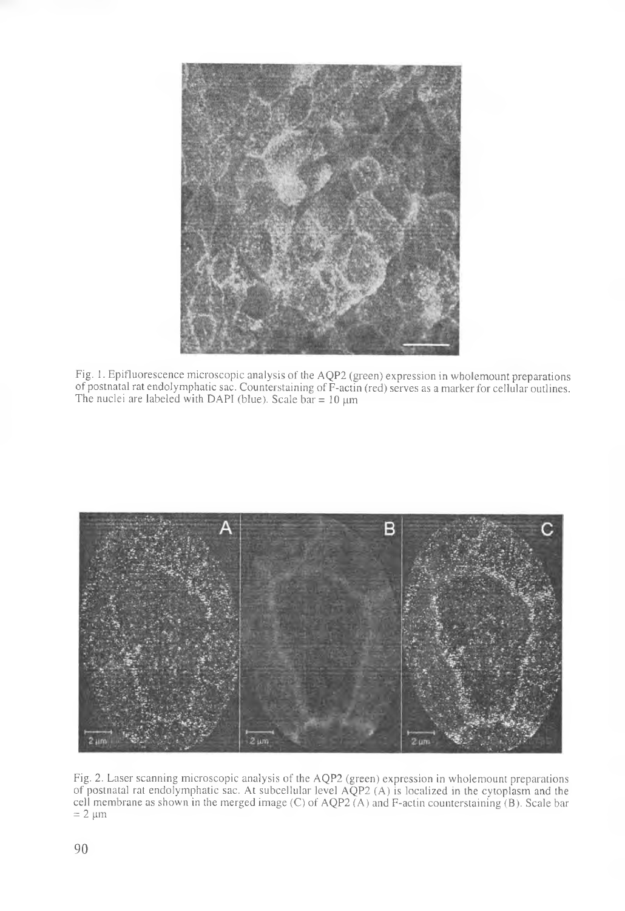Fig. 1. Epifluorescence microscopic analysis of the AQP2 (green) expression in wholemount preparations of postnatal rat endolymphatic sac. Counterstaining of F-actin (red) serves as a marker for cellular outlines. The nuclei are labeled with DAPI (blue). Scale bar = 10 μm

Fig. 2. Laser scanning microscopic analysis of the AQP2 (green) expression in wholemount preparations of postnatal rat endolymphatic sac. At subcellular level AQP2 (A) is localized in the cytoplasm and the cell membrane as shown in the merged image (C) of AQP2 (A) and F-actin counterstaining (B). Scale bar = 2 μm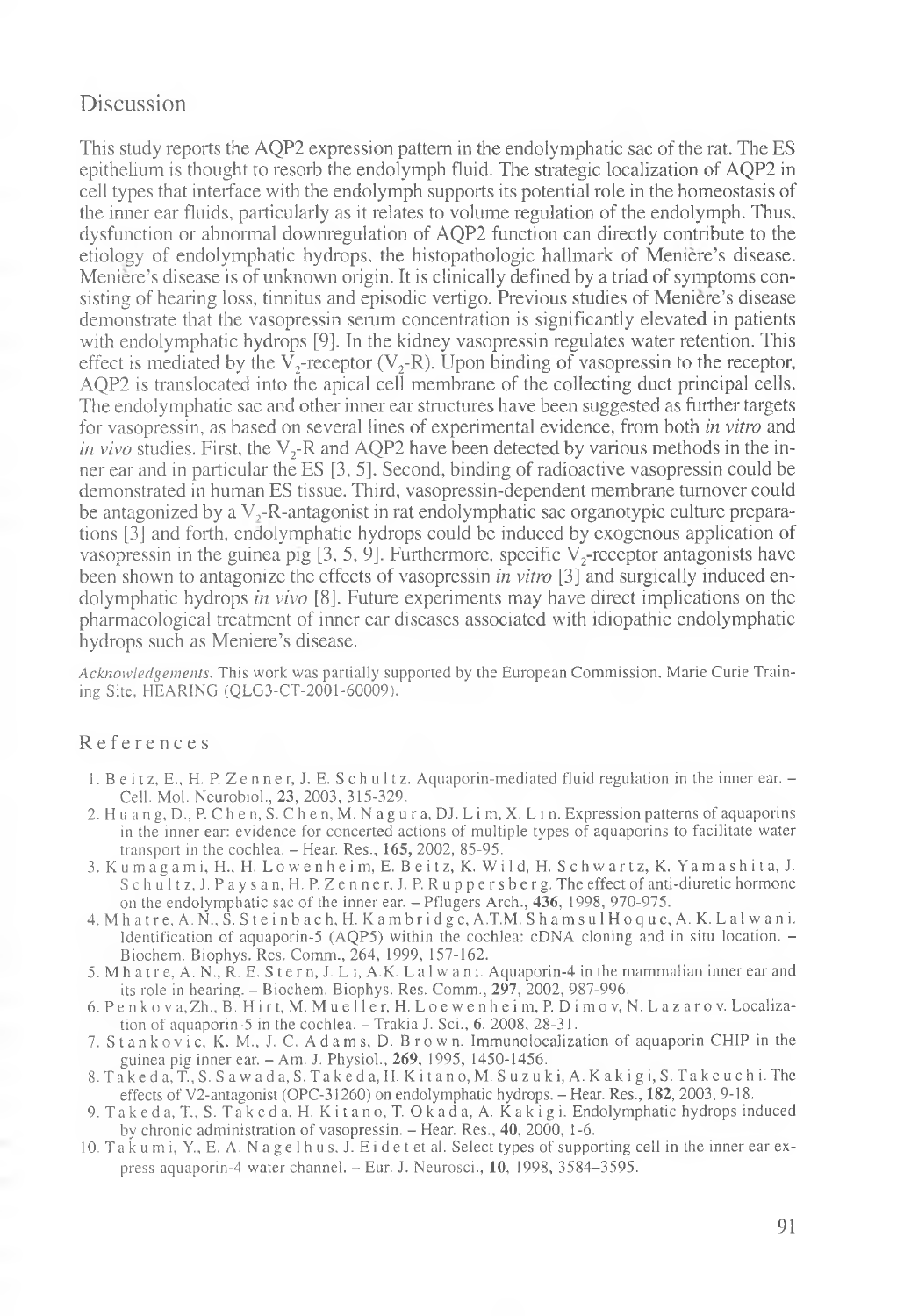## Discussion

This study reports the AQP2 expression pattern in the endolymphatic sac of the rat. The ES epithelium is thought to resorb the endolymph fluid. The strategic localization of AQP2 in cell types that interface with the endolymph supports its potential role in the homeostasis of the inner ear fluids, particularly as it relates to volume regulation of the endolymph. Thus, dysfunction or abnormal downregulation of AQP2 function can directly contribute to the etiology of endolymphatic hydrops, the histopathologic hallmark of Menière's disease. Menière's disease is of unknown origin. It is clinically defined by a triad of symptoms consisting of hearing loss, tinnitus and episodic vertigo. Previous studies of Menière's disease demonstrate that the vasopressin serum concentration is significantly elevated in patients with endolymphatic hydrops [9]. In the kidney vasopressin regulates water retention. This effect is mediated by the $V_2$-receptor ($V_2$-R). Upon binding of vasopressin to the receptor, AQP2 is translocated into the apical cell membrane of the collecting duct principal cells. The endolymphatic sac and other inner ear structures have been suggested as further targets for vasopressin, as based on several lines of experimental evidence, from both *in vitro* and *in vivo* studies. First, the $V_2$-R and AQP2 have been detected by various methods in the inner ear and in particular the ES [3, 5]. Second, binding of radioactive vasopressin could be demonstrated in human ES tissue. Third, vasopressin-dependent membrane turnover could be antagonized by a $V_2$-R-antagonist in rat endolymphatic sac organotypic culture preparations [3] and forth, endolymphatic hydrops could be induced by exogenous application of vasopressin in the guinea pig [3, 5, 9]. Furthermore, specific $V_2$-receptor antagonists have been shown to antagonize the effects of vasopressin *in vitro* [3] and surgically induced endolymphatic hydrops *in vivo* [8]. Future experiments may have direct implications on the pharmacological treatment of inner ear diseases associated with idiopathic endolymphatic hydrops such as Meniere's disease.

*Acknowledgements.* This work was partially supported by the European Commission, Marie Curie Training Site, HEARING (QLG3-CT-2001-60009).

## References

1. Beitz, E., H. P. Zenner, J. E. Schultz. Aquaporin-mediated fluid regulation in the inner ear. – Cell. Mol. Neurobiol., **23**, 2003, 315-329.
2. Huang, D., P. Chen, S. Chen, M. Nagura, DJ. Lim, X. Lin. Expression patterns of aquaporins in the inner ear: evidence for concerted actions of multiple types of aquaporins to facilitate water transport in the cochlea. – Hear. Res., **165**, 2002, 85-95.
3. Kumagami, H., H. Lowenheim, E. Beitz, K. Wild, H. Schwartz, K. Yamashita, J. Schultz, J. Paysan, H. P. Zenner, J. P. Ruppersberg. The effect of anti-diuretic hormone on the endolymphatic sac of the inner ear. – Pflugers Arch., **436**, 1998, 970-975.
4. Mhatre, A. N., S. Steinbach, H. Kambridge, A.T.M. ShamsulHoque, A. K. Lalwani. Identification of aquaporin-5 (AQP5) within the cochlea: cDNA cloning and in situ location. – Biochem. Biophys. Res. Comm., 264, 1999, 157-162.
5. Mhatre, A. N., R. E. Stern, J. Li, A.K. Lalwani. Aquaporin-4 in the mammalian inner ear and its role in hearing. – Biochem. Biophys. Res. Comm., **297**, 2002, 987-996.
6. Penkova, Zh., B. Hirt, M. Mueller, H. Loewenheim, P. Dimov, N. Lazarov. Localization of aquaporin-5 in the cochlea. – Trakia J. Sci., **6**, 2008, 28-31.
7. Stankovic, K. M., J. C. Adams, D. Brown. Immunolocalization of aquaporin CHIP in the guinea pig inner ear. – Am. J. Physiol., **269**, 1995, 1450-1456.
8. Takeda, T., S. Sawada, S. Takeda, H. Kitano, M. Suzuki, A. Kakigi, S. Takeuchi. The effects of V2-antagonist (OPC-31260) on endolymphatic hydrops. – Hear. Res., **182**, 2003, 9-18.
9. Takeda, T., S. Takeda, H. Kitano, T. Okada, A. Kakigi. Endolymphatic hydrops induced by chronic administration of vasopressin. – Hear. Res., **40**, 2000, 1-6.
10. Takumi, Y., E. A. Nagelhus, J. Eidet et al. Select types of supporting cell in the inner ear express aquaporin-4 water channel. – Eur. J. Neurosci., **10**, 1998, 3584–3595.